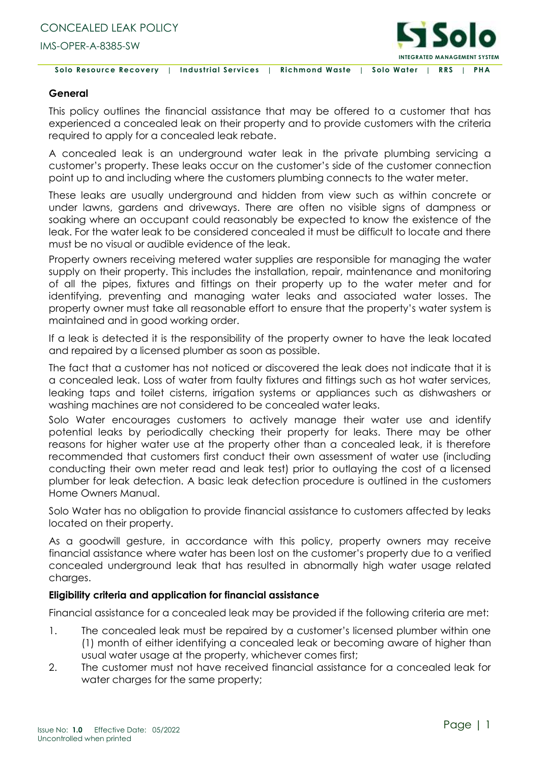## General

This policy outlines the financial assistance that may be offered to a customer that has experienced a concealed leak on their property and to provide customers with the criteria required to apply for a concealed leak rebate.

A concealed leak is an underground water leak in the private plumbing servicing a customer's property. These leaks occur on the customer's side of the customer connection point up to and including where the customers plumbing connects to the water meter.

These leaks are usually underground and hidden from view such as within concrete or under lawns, gardens and driveways. There are often no visible signs of dampness or soaking where an occupant could reasonably be expected to know the existence of the leak. For the water leak to be considered concealed it must be difficult to locate and there must be no visual or audible evidence of the leak.

Property owners receiving metered water supplies are responsible for managing the water supply on their property. This includes the installation, repair, maintenance and monitoring of all the pipes, fixtures and fittings on their property up to the water meter and for identifying, preventing and managing water leaks and associated water losses. The property owner must take all reasonable effort to ensure that the property's water system is maintained and in good working order.

If a leak is detected it is the responsibility of the property owner to have the leak located and repaired by a licensed plumber as soon as possible.

The fact that a customer has not noticed or discovered the leak does not indicate that it is a concealed leak. Loss of water from faulty fixtures and fittings such as hot water services, leaking taps and toilet cisterns, irrigation systems or appliances such as dishwashers or washing machines are not considered to be concealed water leaks.

Solo Water encourages customers to actively manage their water use and identify potential leaks by periodically checking their property for leaks. There may be other reasons for higher water use at the property other than a concealed leak, it is therefore recommended that customers first conduct their own assessment of water use (including conducting their own meter read and leak test) prior to outlaying the cost of a licensed plumber for leak detection. A basic leak detection procedure is outlined in the customers Home Owners Manual.

Solo Water has no obligation to provide financial assistance to customers affected by leaks located on their property.

As a goodwill gesture, in accordance with this policy, property owners may receive financial assistance where water has been lost on the customer's property due to a verified concealed underground leak that has resulted in abnormally high water usage related charges.

### Eligibility criteria and application for financial assistance

Financial assistance for a concealed leak may be provided if the following criteria are met:

1. The concealed leak must be repaired by a customer's licensed plumber within one (1) month of either identifying a concealed leak or becoming aware of higher than usual water usage at the property, whichever comes first;
2. The customer must not have received financial assistance for a concealed leak for water charges for the same property;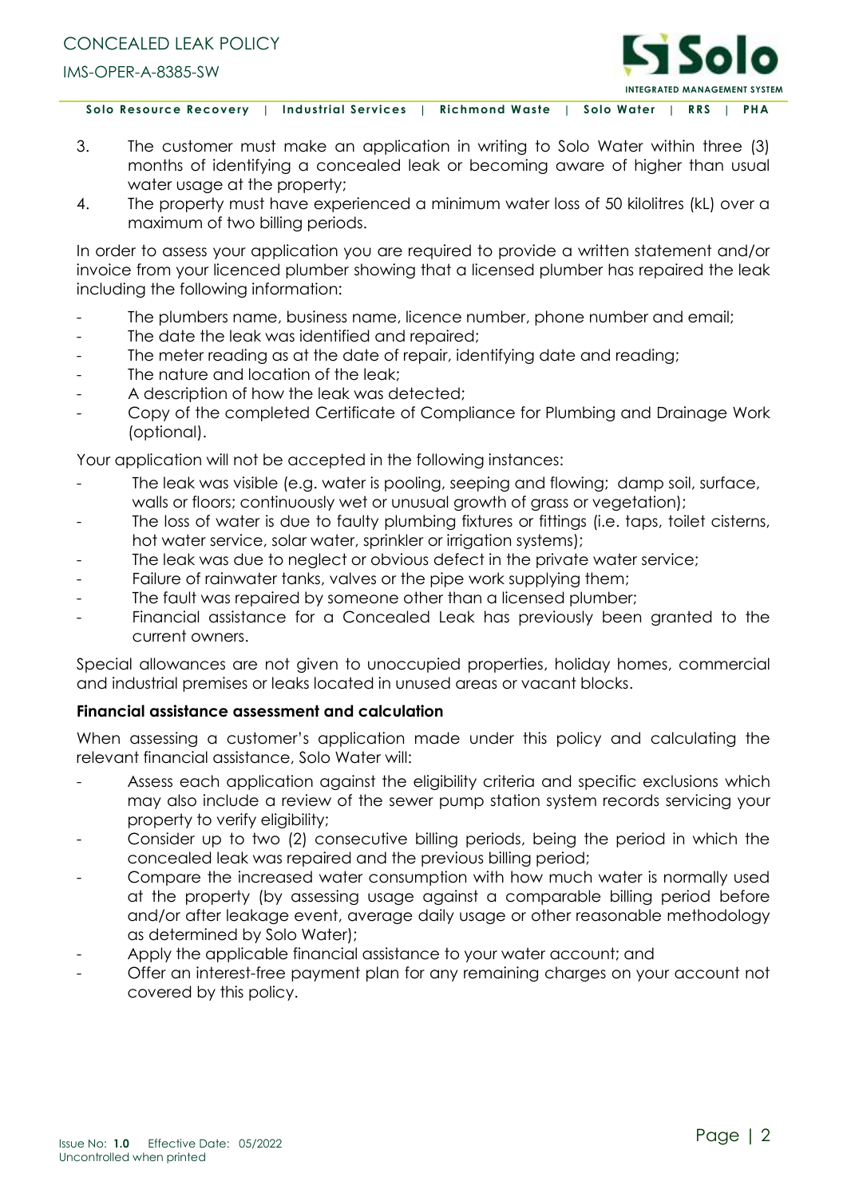3. The customer must make an application in writing to Solo Water within three (3) months of identifying a concealed leak or becoming aware of higher than usual water usage at the property;
4. The property must have experienced a minimum water loss of 50 kilolitres (kL) over a maximum of two billing periods.

In order to assess your application you are required to provide a written statement and/or invoice from your licenced plumber showing that a licensed plumber has repaired the leak including the following information:

- The plumbers name, business name, licence number, phone number and email;
- The date the leak was identified and repaired;
- The meter reading as at the date of repair, identifying date and reading;
- The nature and location of the leak;
- A description of how the leak was detected;
- Copy of the completed Certificate of Compliance for Plumbing and Drainage Work (optional).

Your application will not be accepted in the following instances:

- The leak was visible (e.g. water is pooling, seeping and flowing; damp soil, surface, walls or floors; continuously wet or unusual growth of grass or vegetation);
- The loss of water is due to faulty plumbing fixtures or fittings (i.e. taps, toilet cisterns, hot water service, solar water, sprinkler or irrigation systems);
- The leak was due to neglect or obvious defect in the private water service;
- Failure of rainwater tanks, valves or the pipe work supplying them;
- The fault was repaired by someone other than a licensed plumber;
- Financial assistance for a Concealed Leak has previously been granted to the current owners.

Special allowances are not given to unoccupied properties, holiday homes, commercial and industrial premises or leaks located in unused areas or vacant blocks.

**Financial assistance assessment and calculation**

When assessing a customer's application made under this policy and calculating the relevant financial assistance, Solo Water will:

- Assess each application against the eligibility criteria and specific exclusions which may also include a review of the sewer pump station system records servicing your property to verify eligibility;
- Consider up to two (2) consecutive billing periods, being the period in which the concealed leak was repaired and the previous billing period;
- Compare the increased water consumption with how much water is normally used at the property (by assessing usage against a comparable billing period before and/or after leakage event, average daily usage or other reasonable methodology as determined by Solo Water);
- Apply the applicable financial assistance to your water account; and
- Offer an interest-free payment plan for any remaining charges on your account not covered by this policy.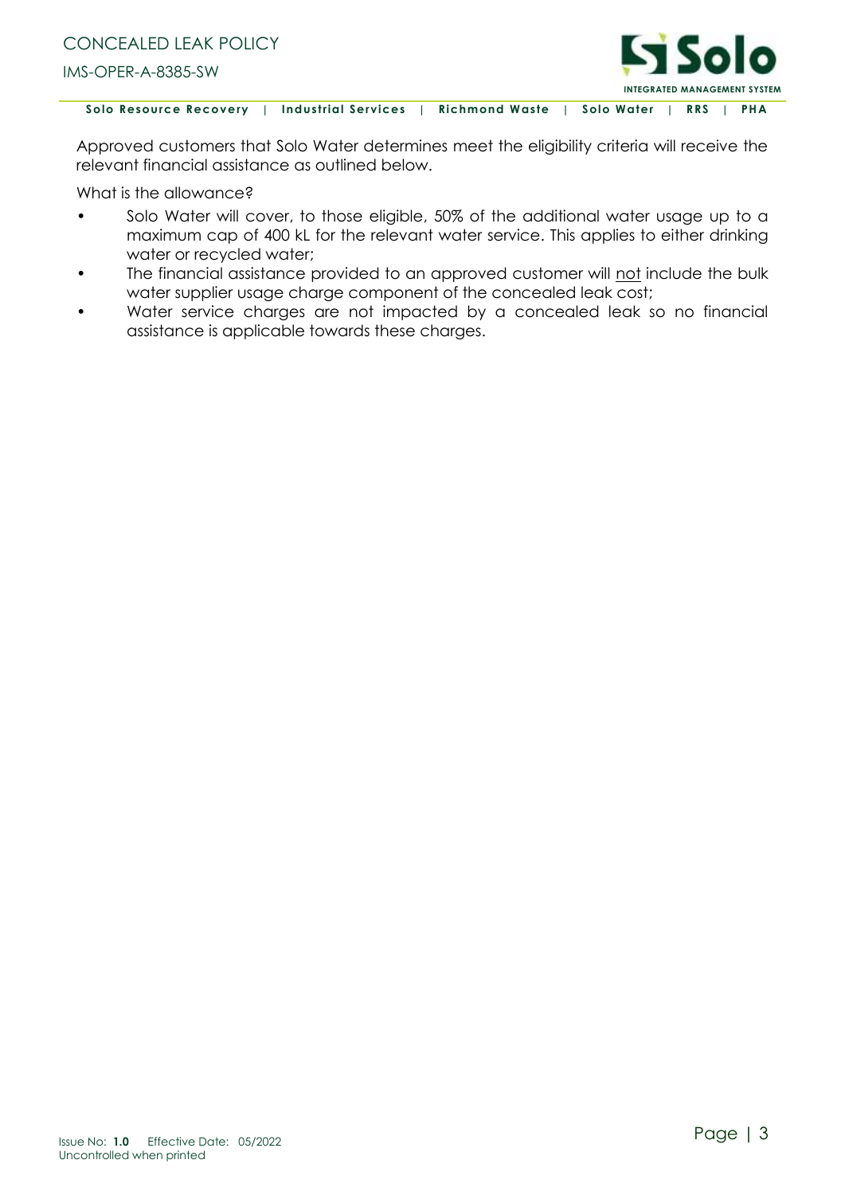Approved customers that Solo Water determines meet the eligibility criteria will receive the relevant financial assistance as outlined below.

What is the allowance?

- Solo Water will cover, to those eligible, 50% of the additional water usage up to a maximum cap of 400 kL for the relevant water service. This applies to either drinking water or recycled water;
- The financial assistance provided to an approved customer will <u>not</u> include the bulk water supplier usage charge component of the concealed leak cost;
- Water service charges are not impacted by a concealed leak so no financial assistance is applicable towards these charges.